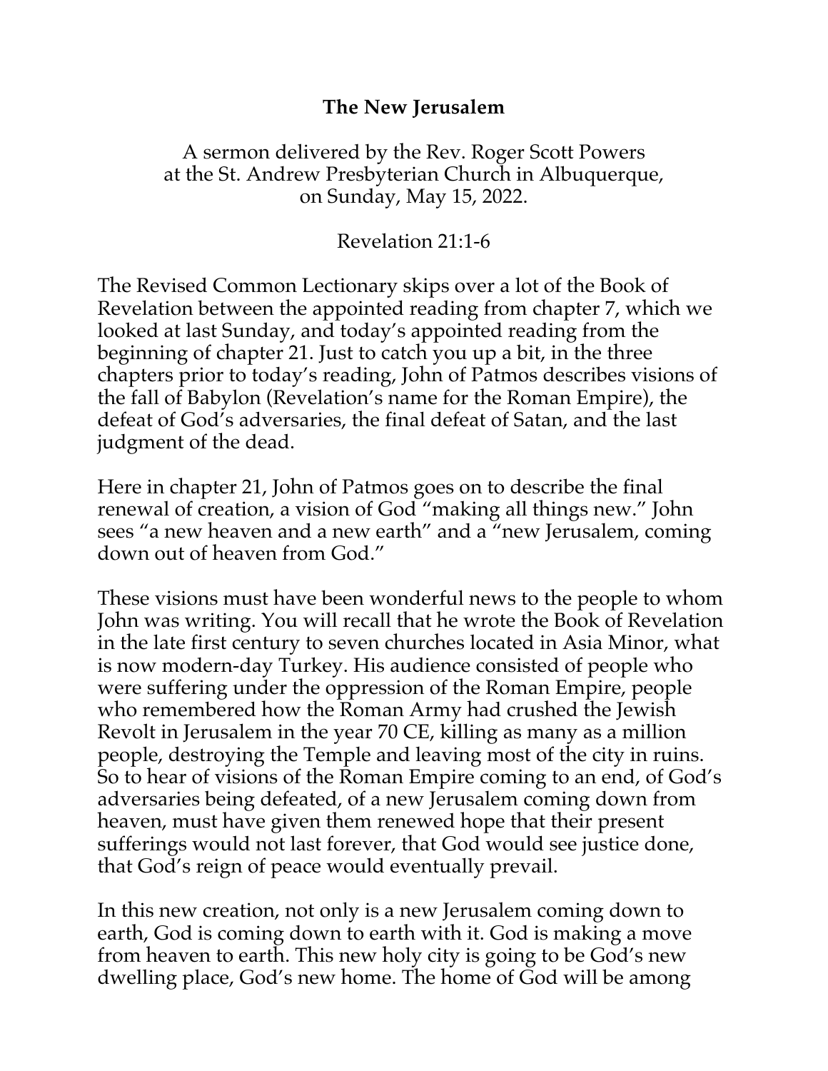# The New Jerusalem

A sermon delivered by the Rev. Roger Scott Powers
at the St. Andrew Presbyterian Church in Albuquerque,
on Sunday, May 15, 2022.

Revelation 21:1-6

The Revised Common Lectionary skips over a lot of the Book of Revelation between the appointed reading from chapter 7, which we looked at last Sunday, and today's appointed reading from the beginning of chapter 21. Just to catch you up a bit, in the three chapters prior to today's reading, John of Patmos describes visions of the fall of Babylon (Revelation's name for the Roman Empire), the defeat of God's adversaries, the final defeat of Satan, and the last judgment of the dead.

Here in chapter 21, John of Patmos goes on to describe the final renewal of creation, a vision of God "making all things new." John sees "a new heaven and a new earth" and a "new Jerusalem, coming down out of heaven from God."

These visions must have been wonderful news to the people to whom John was writing. You will recall that he wrote the Book of Revelation in the late first century to seven churches located in Asia Minor, what is now modern-day Turkey. His audience consisted of people who were suffering under the oppression of the Roman Empire, people who remembered how the Roman Army had crushed the Jewish Revolt in Jerusalem in the year 70 CE, killing as many as a million people, destroying the Temple and leaving most of the city in ruins. So to hear of visions of the Roman Empire coming to an end, of God's adversaries being defeated, of a new Jerusalem coming down from heaven, must have given them renewed hope that their present sufferings would not last forever, that God would see justice done, that God's reign of peace would eventually prevail.

In this new creation, not only is a new Jerusalem coming down to earth, God is coming down to earth with it. God is making a move from heaven to earth. This new holy city is going to be God's new dwelling place, God's new home. The home of God will be among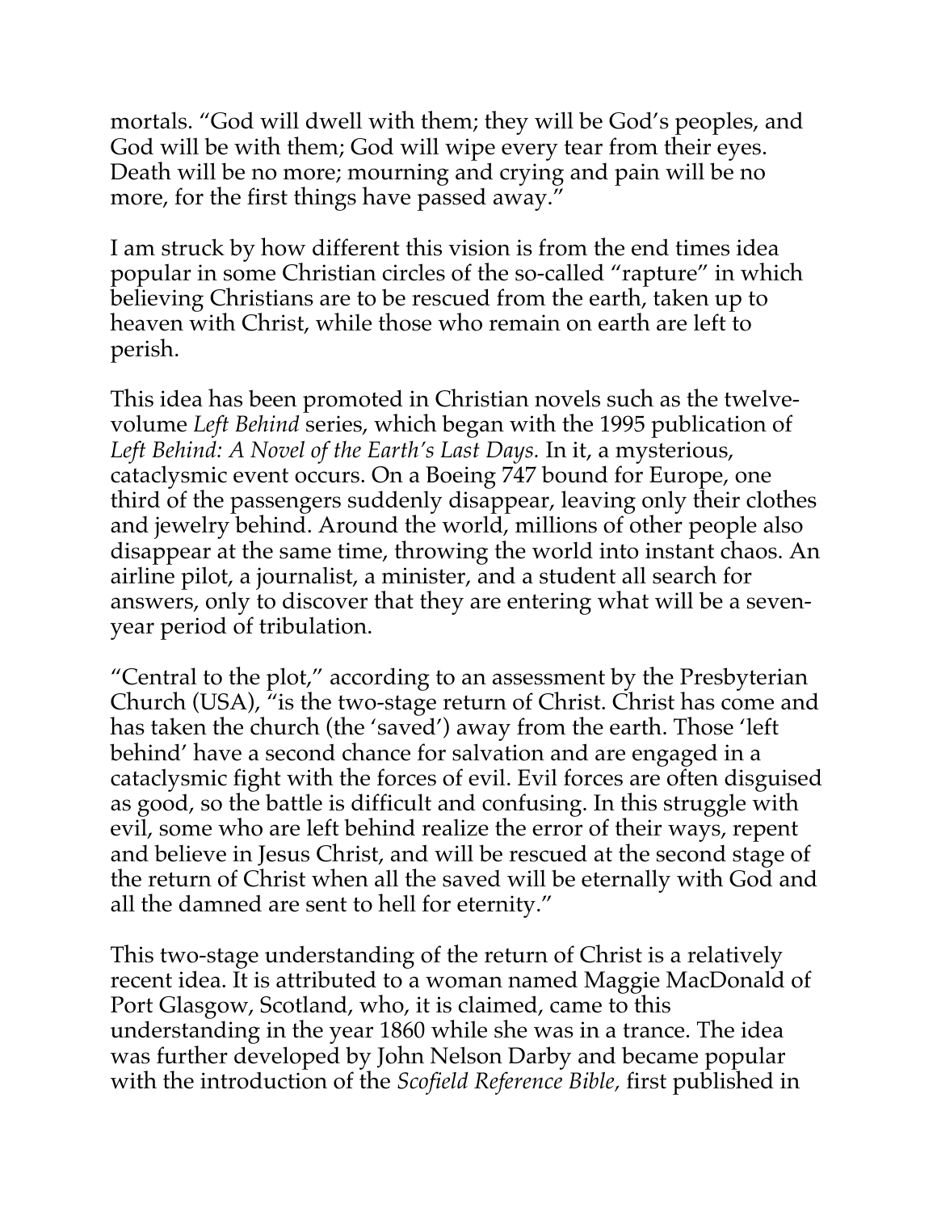mortals. "God will dwell with them; they will be God's peoples, and God will be with them; God will wipe every tear from their eyes. Death will be no more; mourning and crying and pain will be no more, for the first things have passed away."

I am struck by how different this vision is from the end times idea popular in some Christian circles of the so-called "rapture" in which believing Christians are to be rescued from the earth, taken up to heaven with Christ, while those who remain on earth are left to perish.

This idea has been promoted in Christian novels such as the twelve-volume *Left Behind* series, which began with the 1995 publication of *Left Behind: A Novel of the Earth's Last Days.* In it, a mysterious, cataclysmic event occurs. On a Boeing 747 bound for Europe, one third of the passengers suddenly disappear, leaving only their clothes and jewelry behind. Around the world, millions of other people also disappear at the same time, throwing the world into instant chaos. An airline pilot, a journalist, a minister, and a student all search for answers, only to discover that they are entering what will be a seven-year period of tribulation.

"Central to the plot," according to an assessment by the Presbyterian Church (USA), "is the two-stage return of Christ. Christ has come and has taken the church (the 'saved') away from the earth. Those 'left behind' have a second chance for salvation and are engaged in a cataclysmic fight with the forces of evil. Evil forces are often disguised as good, so the battle is difficult and confusing. In this struggle with evil, some who are left behind realize the error of their ways, repent and believe in Jesus Christ, and will be rescued at the second stage of the return of Christ when all the saved will be eternally with God and all the damned are sent to hell for eternity."

This two-stage understanding of the return of Christ is a relatively recent idea. It is attributed to a woman named Maggie MacDonald of Port Glasgow, Scotland, who, it is claimed, came to this understanding in the year 1860 while she was in a trance. The idea was further developed by John Nelson Darby and became popular with the introduction of the *Scofield Reference Bible,* first published in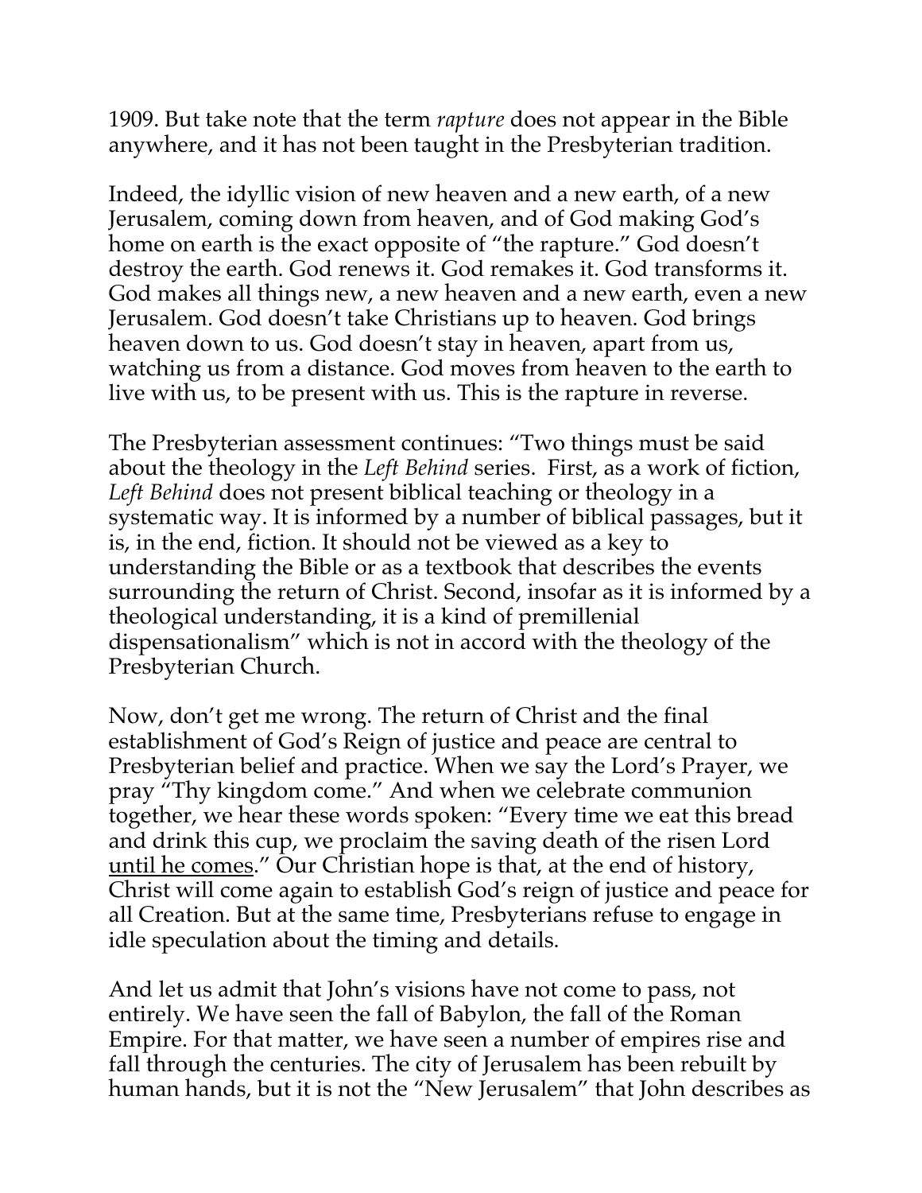1909. But take note that the term *rapture* does not appear in the Bible anywhere, and it has not been taught in the Presbyterian tradition.

Indeed, the idyllic vision of new heaven and a new earth, of a new Jerusalem, coming down from heaven, and of God making God's home on earth is the exact opposite of "the rapture." God doesn't destroy the earth. God renews it. God remakes it. God transforms it. God makes all things new, a new heaven and a new earth, even a new Jerusalem. God doesn't take Christians up to heaven. God brings heaven down to us. God doesn't stay in heaven, apart from us, watching us from a distance. God moves from heaven to the earth to live with us, to be present with us. This is the rapture in reverse.

The Presbyterian assessment continues: "Two things must be said about the theology in the *Left Behind* series. First, as a work of fiction, *Left Behind* does not present biblical teaching or theology in a systematic way. It is informed by a number of biblical passages, but it is, in the end, fiction. It should not be viewed as a key to understanding the Bible or as a textbook that describes the events surrounding the return of Christ. Second, insofar as it is informed by a theological understanding, it is a kind of premillenial dispensationalism" which is not in accord with the theology of the Presbyterian Church.

Now, don't get me wrong. The return of Christ and the final establishment of God's Reign of justice and peace are central to Presbyterian belief and practice. When we say the Lord's Prayer, we pray "Thy kingdom come." And when we celebrate communion together, we hear these words spoken: "Every time we eat this bread and drink this cup, we proclaim the saving death of the risen Lord <u>until he comes</u>." Our Christian hope is that, at the end of history, Christ will come again to establish God's reign of justice and peace for all Creation. But at the same time, Presbyterians refuse to engage in idle speculation about the timing and details.

And let us admit that John's visions have not come to pass, not entirely. We have seen the fall of Babylon, the fall of the Roman Empire. For that matter, we have seen a number of empires rise and fall through the centuries. The city of Jerusalem has been rebuilt by human hands, but it is not the "New Jerusalem" that John describes as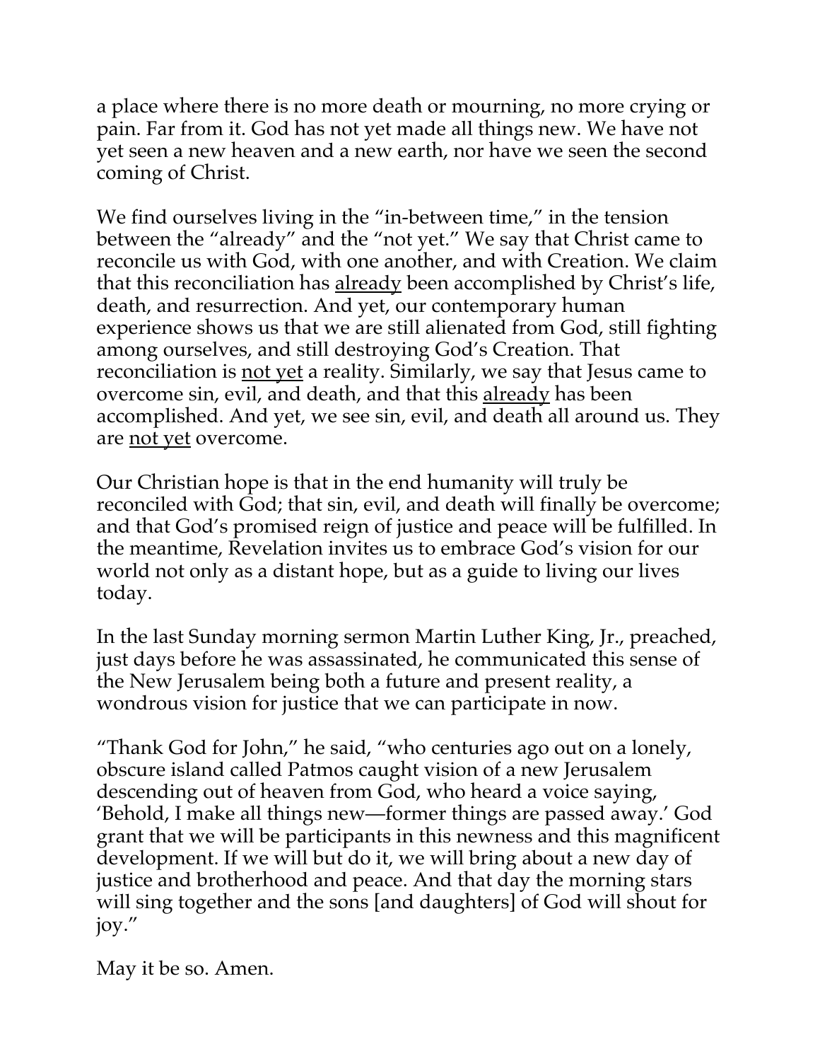a place where there is no more death or mourning, no more crying or pain. Far from it. God has not yet made all things new. We have not yet seen a new heaven and a new earth, nor have we seen the second coming of Christ.

We find ourselves living in the "in-between time," in the tension between the "already" and the "not yet." We say that Christ came to reconcile us with God, with one another, and with Creation. We claim that this reconciliation has <u>already</u> been accomplished by Christ's life, death, and resurrection. And yet, our contemporary human experience shows us that we are still alienated from God, still fighting among ourselves, and still destroying God's Creation. That reconciliation is <u>not yet</u> a reality. Similarly, we say that Jesus came to overcome sin, evil, and death, and that this <u>already</u> has been accomplished. And yet, we see sin, evil, and death all around us. They are <u>not yet</u> overcome.

Our Christian hope is that in the end humanity will truly be reconciled with God; that sin, evil, and death will finally be overcome; and that God's promised reign of justice and peace will be fulfilled. In the meantime, Revelation invites us to embrace God's vision for our world not only as a distant hope, but as a guide to living our lives today.

In the last Sunday morning sermon Martin Luther King, Jr., preached, just days before he was assassinated, he communicated this sense of the New Jerusalem being both a future and present reality, a wondrous vision for justice that we can participate in now.

"Thank God for John," he said, "who centuries ago out on a lonely, obscure island called Patmos caught vision of a new Jerusalem descending out of heaven from God, who heard a voice saying, 'Behold, I make all things new—former things are passed away.' God grant that we will be participants in this newness and this magnificent development. If we will but do it, we will bring about a new day of justice and brotherhood and peace. And that day the morning stars will sing together and the sons [and daughters] of God will shout for joy."

May it be so. Amen.